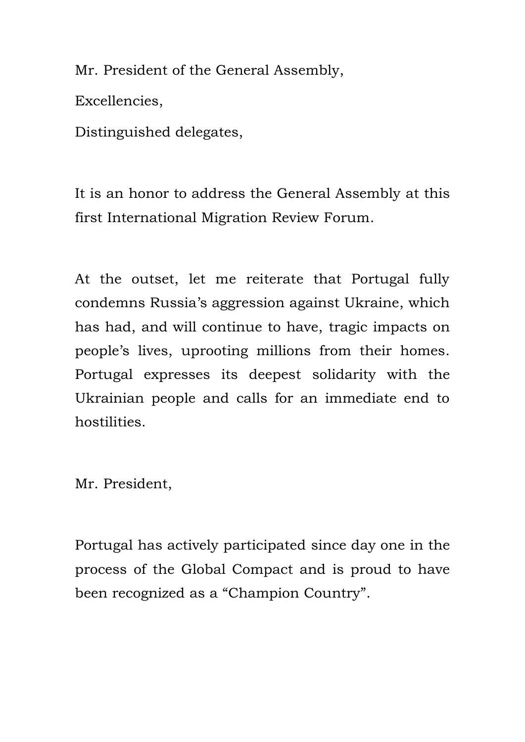Mr. President of the General Assembly,

Excellencies,

Distinguished delegates,

It is an honor to address the General Assembly at this first International Migration Review Forum.

At the outset, let me reiterate that Portugal fully condemns Russia's aggression against Ukraine, which has had, and will continue to have, tragic impacts on people's lives, uprooting millions from their homes. Portugal expresses its deepest solidarity with the Ukrainian people and calls for an immediate end to hostilities.

Mr. President,

Portugal has actively participated since day one in the process of the Global Compact and is proud to have been recognized as a "Champion Country".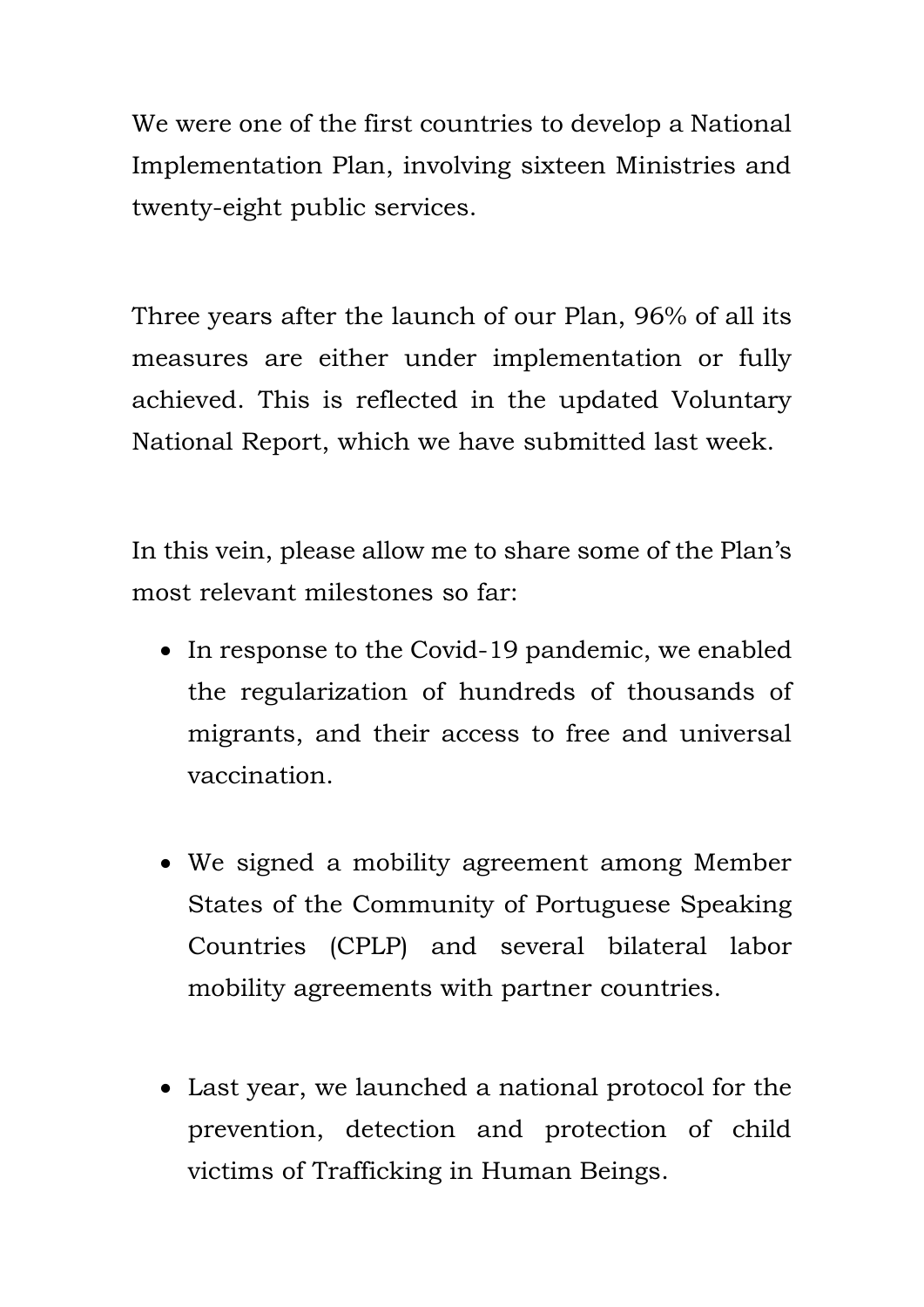We were one of the first countries to develop a National Implementation Plan, involving sixteen Ministries and twenty-eight public services.

Three years after the launch of our Plan, 96% of all its measures are either under implementation or fully achieved. This is reflected in the updated Voluntary National Report, which we have submitted last week.

In this vein, please allow me to share some of the Plan's most relevant milestones so far:

- In response to the Covid-19 pandemic, we enabled the regularization of hundreds of thousands of migrants, and their access to free and universal vaccination.

- We signed a mobility agreement among Member States of the Community of Portuguese Speaking Countries (CPLP) and several bilateral labor mobility agreements with partner countries.

- Last year, we launched a national protocol for the prevention, detection and protection of child victims of Trafficking in Human Beings.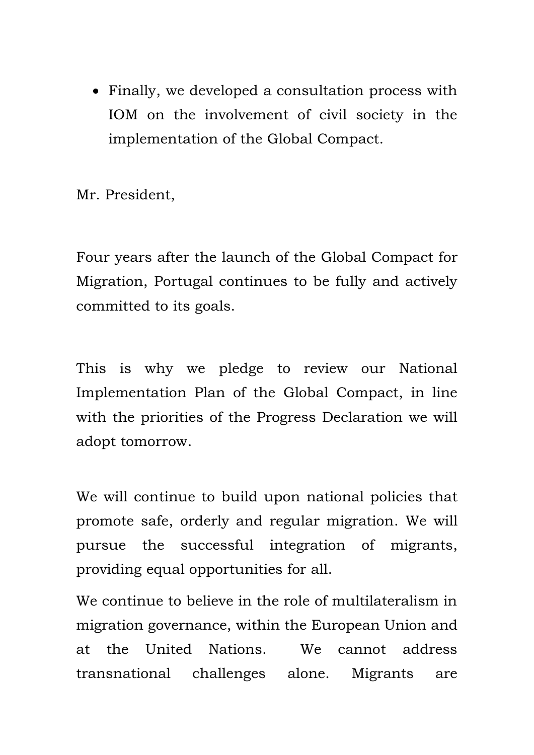- Finally, we developed a consultation process with IOM on the involvement of civil society in the implementation of the Global Compact.

Mr. President,

Four years after the launch of the Global Compact for Migration, Portugal continues to be fully and actively committed to its goals.

This is why we pledge to review our National Implementation Plan of the Global Compact, in line with the priorities of the Progress Declaration we will adopt tomorrow.

We will continue to build upon national policies that promote safe, orderly and regular migration. We will pursue the successful integration of migrants, providing equal opportunities for all.

We continue to believe in the role of multilateralism in migration governance, within the European Union and at the United Nations. We cannot address transnational challenges alone. Migrants are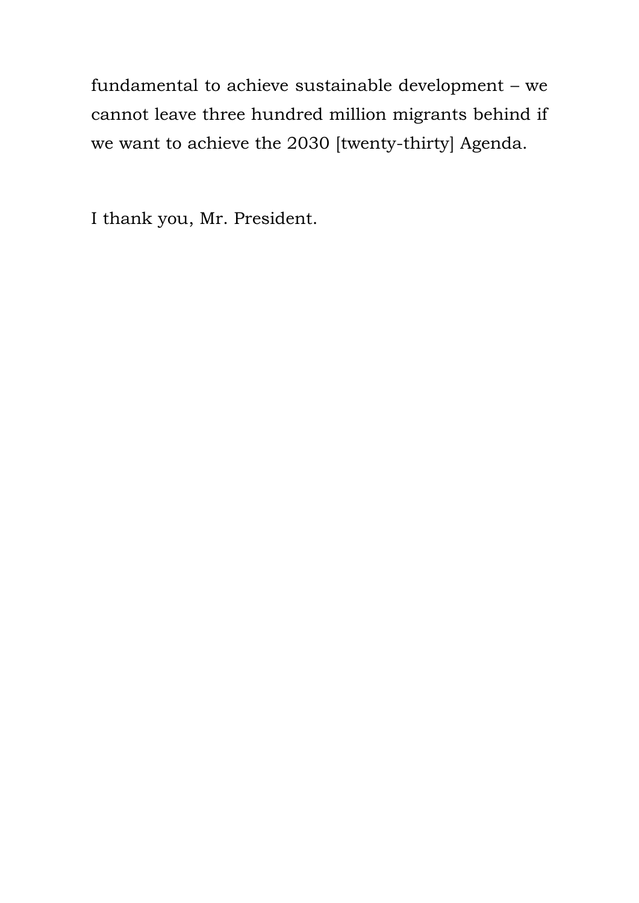fundamental to achieve sustainable development – we cannot leave three hundred million migrants behind if we want to achieve the 2030 [twenty-thirty] Agenda.

I thank you, Mr. President.